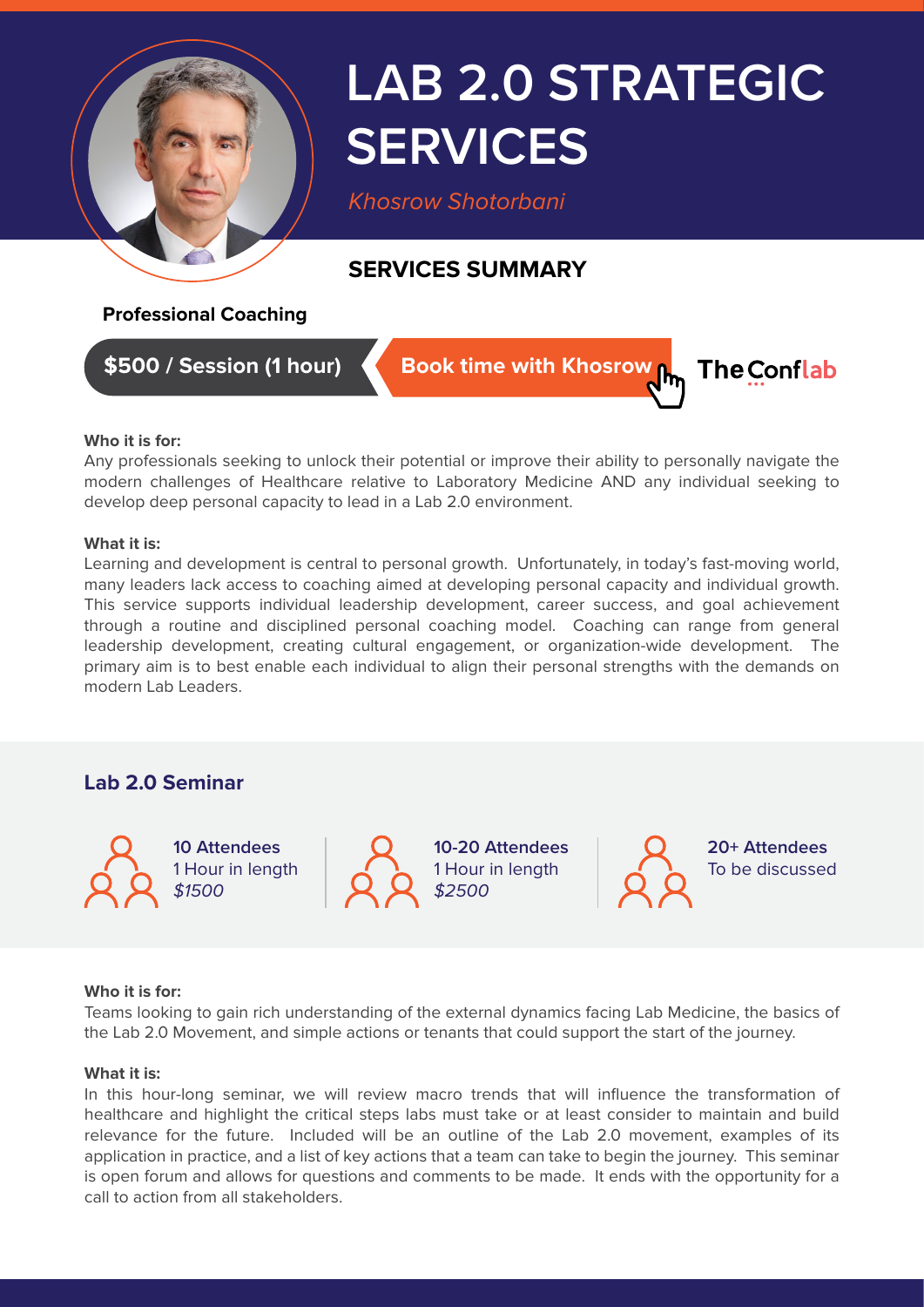# LAB 2.0 STRATEGIC SERVICES

*Khosrow Shotorbani*

## SERVICES SUMMARY

### Professional Coaching

**$500 / Session (1 hour)** | **Book time with Khosrow** | The Conflab

**Who it is for:**

Any professionals seeking to unlock their potential or improve their ability to personally navigate the modern challenges of Healthcare relative to Laboratory Medicine AND any individual seeking to develop deep personal capacity to lead in a Lab 2.0 environment.

**What it is:**

Learning and development is central to personal growth. Unfortunately, in today's fast-moving world, many leaders lack access to coaching aimed at developing personal capacity and individual growth. This service supports individual leadership development, career success, and goal achievement through a routine and disciplined personal coaching model. Coaching can range from general leadership development, creating cultural engagement, or organization-wide development. The primary aim is to best enable each individual to align their personal strengths with the demands on modern Lab Leaders.

### Lab 2.0 Seminar

| 10 Attendees | 10-20 Attendees | 20+ Attendees |
|---|---|---|
| 1 Hour in length | 1 Hour in length | To be discussed |
| *$1500* | *$2500* | |

**Who it is for:**

Teams looking to gain rich understanding of the external dynamics facing Lab Medicine, the basics of the Lab 2.0 Movement, and simple actions or tenants that could support the start of the journey.

**What it is:**

In this hour-long seminar, we will review macro trends that will influence the transformation of healthcare and highlight the critical steps labs must take or at least consider to maintain and build relevance for the future. Included will be an outline of the Lab 2.0 movement, examples of its application in practice, and a list of key actions that a team can take to begin the journey. This seminar is open forum and allows for questions and comments to be made. It ends with the opportunity for a call to action from all stakeholders.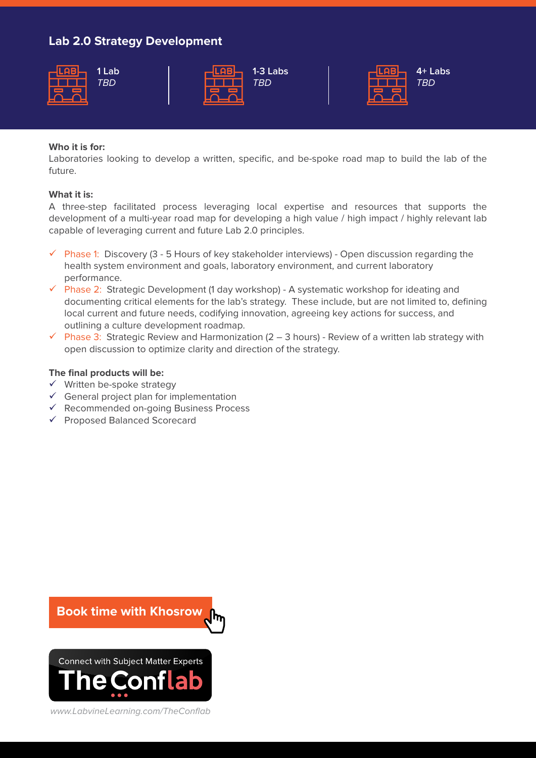## Lab 2.0 Strategy Development

**1 Lab**
*TBD*

**1-3 Labs**
*TBD*

**4+ Labs**
*TBD*

**Who it is for:**
Laboratories looking to develop a written, specific, and be-spoke road map to build the lab of the future.

**What it is:**
A three-step facilitated process leveraging local expertise and resources that supports the development of a multi-year road map for developing a high value / high impact / highly relevant lab capable of leveraging current and future Lab 2.0 principles.

- ✓ Phase 1: Discovery (3 - 5 Hours of key stakeholder interviews) - Open discussion regarding the health system environment and goals, laboratory environment, and current laboratory performance.
- ✓ Phase 2: Strategic Development (1 day workshop) - A systematic workshop for ideating and documenting critical elements for the lab's strategy. These include, but are not limited to, defining local current and future needs, codifying innovation, agreeing key actions for success, and outlining a culture development roadmap.
- ✓ Phase 3: Strategic Review and Harmonization (2 – 3 hours) - Review of a written lab strategy with open discussion to optimize clarity and direction of the strategy.

**The final products will be:**
- ✓ Written be-spoke strategy
- ✓ General project plan for implementation
- ✓ Recommended on-going Business Process
- ✓ Proposed Balanced Scorecard

**Book time with Khosrow**

Connect with Subject Matter Experts
**TheConflab**

*www.LabvineLearning.com/TheConflab*